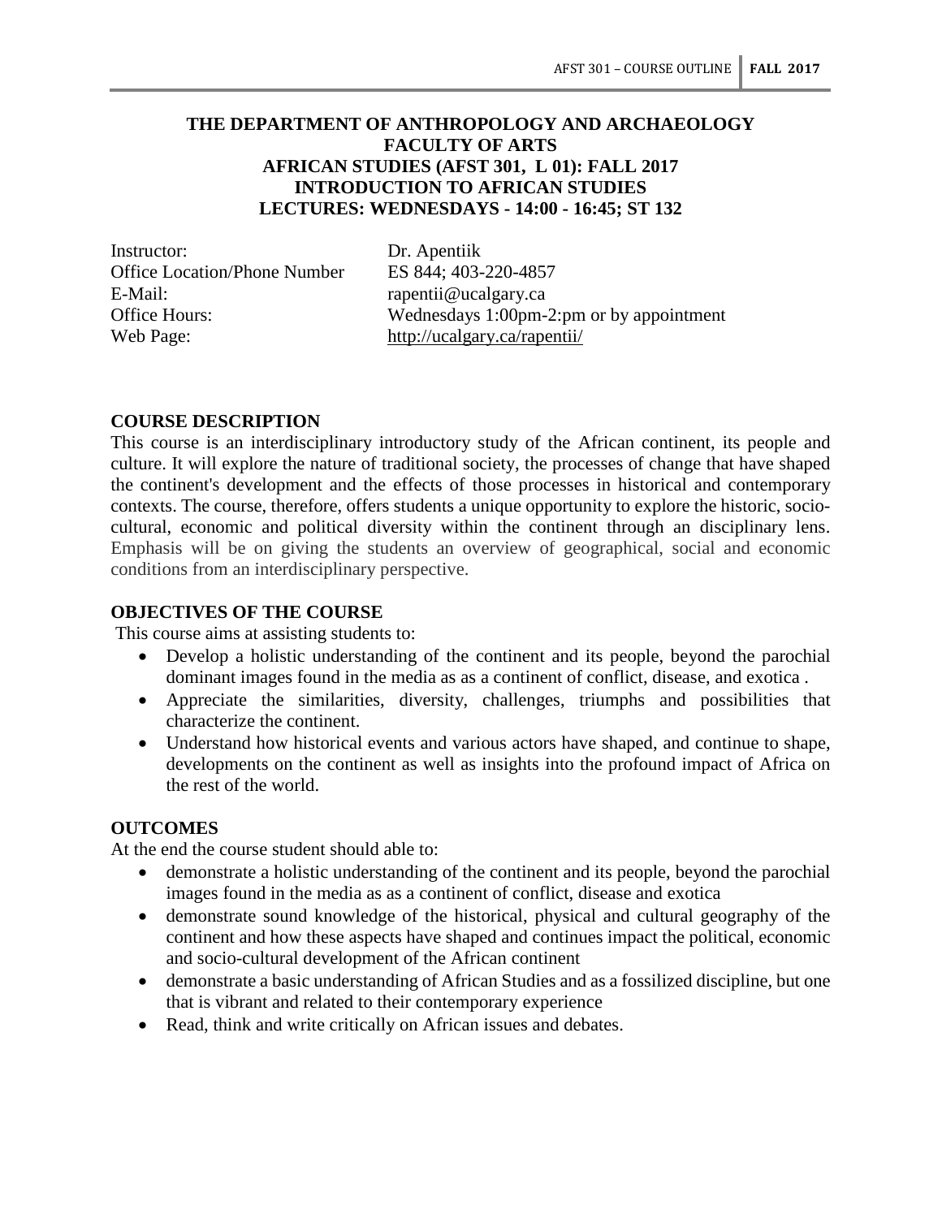# THE DEPARTMENT OF ANTHROPOLOGY AND ARCHAEOLOGY
## FACULTY OF ARTS
## AFRICAN STUDIES (AFST 301, L 01): FALL 2017
## INTRODUCTION TO AFRICAN STUDIES
## LECTURES: WEDNESDAYS - 14:00 - 16:45; ST 132

| | |
|---|---|
| Instructor: | Dr. Apentiik |
| Office Location/Phone Number | ES 844; 403-220-4857 |
| E-Mail: | rapentii@ucalgary.ca |
| Office Hours: | Wednesdays 1:00pm-2:pm or by appointment |
| Web Page: | http://ucalgary.ca/rapentii/ |

### COURSE DESCRIPTION

This course is an interdisciplinary introductory study of the African continent, its people and culture. It will explore the nature of traditional society, the processes of change that have shaped the continent's development and the effects of those processes in historical and contemporary contexts. The course, therefore, offers students a unique opportunity to explore the historic, socio-cultural, economic and political diversity within the continent through an disciplinary lens. Emphasis will be on giving the students an overview of geographical, social and economic conditions from an interdisciplinary perspective.

### OBJECTIVES OF THE COURSE

This course aims at assisting students to:

- Develop a holistic understanding of the continent and its people, beyond the parochial dominant images found in the media as as a continent of conflict, disease, and exotica .
- Appreciate the similarities, diversity, challenges, triumphs and possibilities that characterize the continent.
- Understand how historical events and various actors have shaped, and continue to shape, developments on the continent as well as insights into the profound impact of Africa on the rest of the world.

### OUTCOMES

At the end the course student should able to:

- demonstrate a holistic understanding of the continent and its people, beyond the parochial images found in the media as as a continent of conflict, disease and exotica
- demonstrate sound knowledge of the historical, physical and cultural geography of the continent and how these aspects have shaped and continues impact the political, economic and socio-cultural development of the African continent
- demonstrate a basic understanding of African Studies and as a fossilized discipline, but one that is vibrant and related to their contemporary experience
- Read, think and write critically on African issues and debates.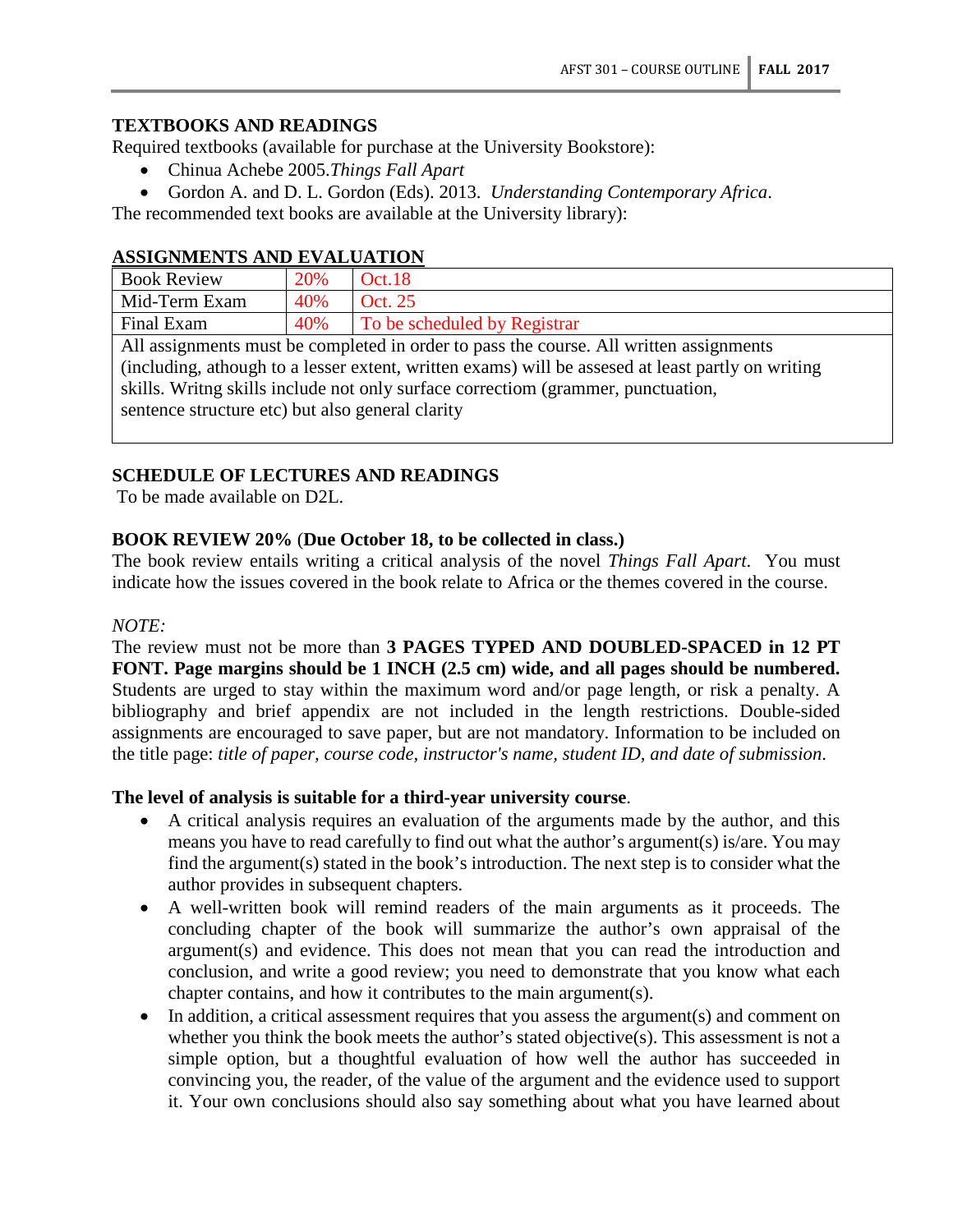## TEXTBOOKS AND READINGS

Required textbooks (available for purchase at the University Bookstore):

- Chinua Achebe 2005.*Things Fall Apart*
- Gordon A. and D. L. Gordon (Eds). 2013. *Understanding Contemporary Africa*.

The recommended text books are available at the University library):

## ASSIGNMENTS AND EVALUATION

| Book Review | 20% | Oct.18 |
|---|---|---|
| Mid-Term Exam | 40% | Oct. 25 |
| Final Exam | 40% | To be scheduled by Registrar |

All assignments must be completed in order to pass the course. All written assignments (including, athough to a lesser extent, written exams) will be assesed at least partly on writing skills. Writng skills include not only surface correctiom (grammer, punctuation, sentence structure etc) but also general clarity

## SCHEDULE OF LECTURES AND READINGS

To be made available on D2L.

## BOOK REVIEW 20% (Due October 18, to be collected in class.)

The book review entails writing a critical analysis of the novel *Things Fall Apart*. You must indicate how the issues covered in the book relate to Africa or the themes covered in the course.

*NOTE:*

The review must not be more than **3 PAGES TYPED AND DOUBLED-SPACED in 12 PT FONT. Page margins should be 1 INCH (2.5 cm) wide, and all pages should be numbered.** Students are urged to stay within the maximum word and/or page length, or risk a penalty. A bibliography and brief appendix are not included in the length restrictions. Double-sided assignments are encouraged to save paper, but are not mandatory. Information to be included on the title page: *title of paper, course code, instructor's name, student ID, and date of submission*.

**The level of analysis is suitable for a third-year university course**.

- A critical analysis requires an evaluation of the arguments made by the author, and this means you have to read carefully to find out what the author's argument(s) is/are. You may find the argument(s) stated in the book's introduction. The next step is to consider what the author provides in subsequent chapters.
- A well-written book will remind readers of the main arguments as it proceeds. The concluding chapter of the book will summarize the author's own appraisal of the argument(s) and evidence. This does not mean that you can read the introduction and conclusion, and write a good review; you need to demonstrate that you know what each chapter contains, and how it contributes to the main argument(s).
- In addition, a critical assessment requires that you assess the argument(s) and comment on whether you think the book meets the author's stated objective(s). This assessment is not a simple option, but a thoughtful evaluation of how well the author has succeeded in convincing you, the reader, of the value of the argument and the evidence used to support it. Your own conclusions should also say something about what you have learned about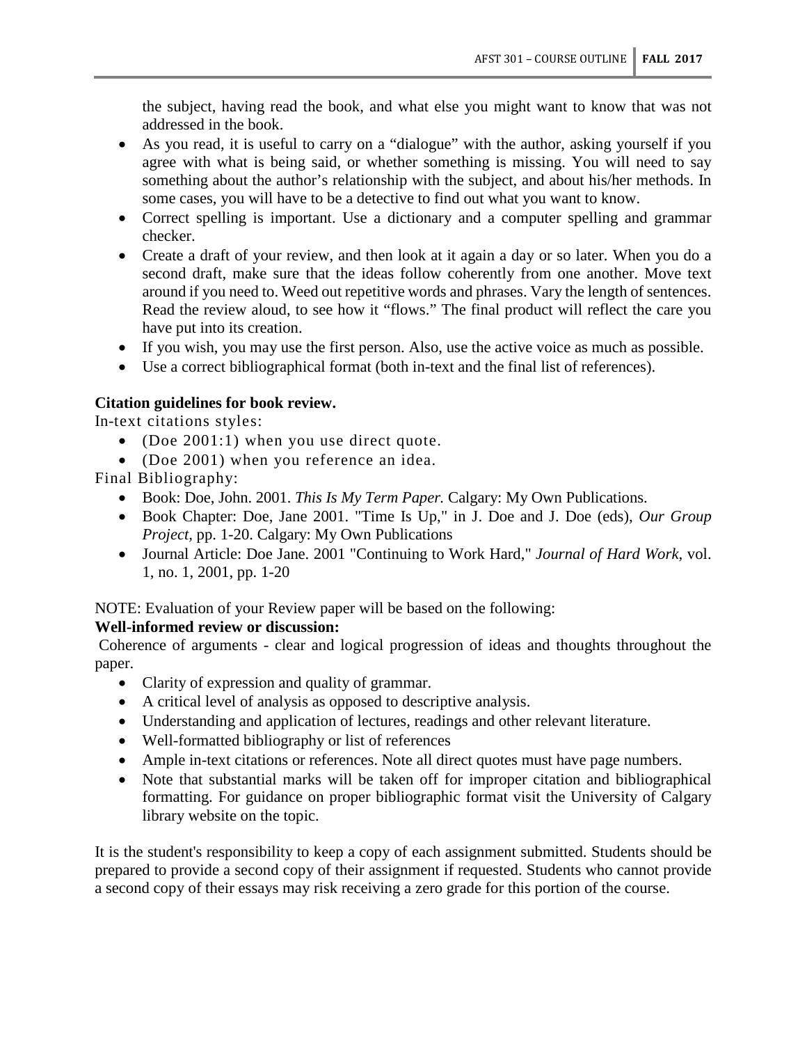the subject, having read the book, and what else you might want to know that was not addressed in the book.

- As you read, it is useful to carry on a "dialogue" with the author, asking yourself if you agree with what is being said, or whether something is missing. You will need to say something about the author's relationship with the subject, and about his/her methods. In some cases, you will have to be a detective to find out what you want to know.
- Correct spelling is important. Use a dictionary and a computer spelling and grammar checker.
- Create a draft of your review, and then look at it again a day or so later. When you do a second draft, make sure that the ideas follow coherently from one another. Move text around if you need to. Weed out repetitive words and phrases. Vary the length of sentences. Read the review aloud, to see how it "flows." The final product will reflect the care you have put into its creation.
- If you wish, you may use the first person. Also, use the active voice as much as possible.
- Use a correct bibliographical format (both in-text and the final list of references).

**Citation guidelines for book review.**

In-text citations styles:

- (Doe 2001:1) when you use direct quote.
- (Doe 2001) when you reference an idea.

Final Bibliography:

- Book: Doe, John. 2001. *This Is My Term Paper.* Calgary: My Own Publications.
- Book Chapter: Doe, Jane 2001. "Time Is Up," in J. Doe and J. Doe (eds), *Our Group Project,* pp. 1-20. Calgary: My Own Publications
- Journal Article: Doe Jane. 2001 "Continuing to Work Hard," *Journal of Hard Work,* vol. 1, no. 1, 2001, pp. 1-20

NOTE: Evaluation of your Review paper will be based on the following:

**Well-informed review or discussion:**

Coherence of arguments - clear and logical progression of ideas and thoughts throughout the paper.

- Clarity of expression and quality of grammar.
- A critical level of analysis as opposed to descriptive analysis.
- Understanding and application of lectures, readings and other relevant literature.
- Well-formatted bibliography or list of references
- Ample in-text citations or references. Note all direct quotes must have page numbers.
- Note that substantial marks will be taken off for improper citation and bibliographical formatting. For guidance on proper bibliographic format visit the University of Calgary library website on the topic.

It is the student's responsibility to keep a copy of each assignment submitted. Students should be prepared to provide a second copy of their assignment if requested. Students who cannot provide a second copy of their essays may risk receiving a zero grade for this portion of the course.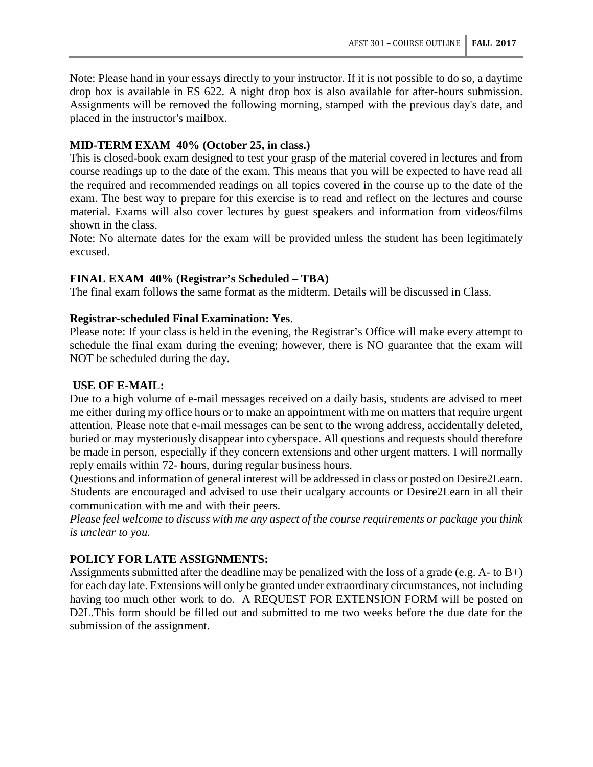Note: Please hand in your essays directly to your instructor. If it is not possible to do so, a daytime drop box is available in ES 622. A night drop box is also available for after-hours submission. Assignments will be removed the following morning, stamped with the previous day's date, and placed in the instructor's mailbox.

**MID-TERM EXAM 40% (October 25, in class.)**

This is closed-book exam designed to test your grasp of the material covered in lectures and from course readings up to the date of the exam. This means that you will be expected to have read all the required and recommended readings on all topics covered in the course up to the date of the exam. The best way to prepare for this exercise is to read and reflect on the lectures and course material. Exams will also cover lectures by guest speakers and information from videos/films shown in the class.

Note: No alternate dates for the exam will be provided unless the student has been legitimately excused.

**FINAL EXAM 40% (Registrar's Scheduled – TBA)**

The final exam follows the same format as the midterm. Details will be discussed in Class.

**Registrar-scheduled Final Examination: Yes**.

Please note: If your class is held in the evening, the Registrar's Office will make every attempt to schedule the final exam during the evening; however, there is NO guarantee that the exam will NOT be scheduled during the day.

**USE OF E-MAIL:**

Due to a high volume of e-mail messages received on a daily basis, students are advised to meet me either during my office hours or to make an appointment with me on matters that require urgent attention. Please note that e-mail messages can be sent to the wrong address, accidentally deleted, buried or may mysteriously disappear into cyberspace. All questions and requests should therefore be made in person, especially if they concern extensions and other urgent matters. I will normally reply emails within 72- hours, during regular business hours.

Questions and information of general interest will be addressed in class or posted on Desire2Learn. Students are encouraged and advised to use their ucalgary accounts or Desire2Learn in all their communication with me and with their peers.

*Please feel welcome to discuss with me any aspect of the course requirements or package you think is unclear to you.*

**POLICY FOR LATE ASSIGNMENTS:**

Assignments submitted after the deadline may be penalized with the loss of a grade (e.g. A- to B+) for each day late. Extensions will only be granted under extraordinary circumstances, not including having too much other work to do. A REQUEST FOR EXTENSION FORM will be posted on D2L.This form should be filled out and submitted to me two weeks before the due date for the submission of the assignment.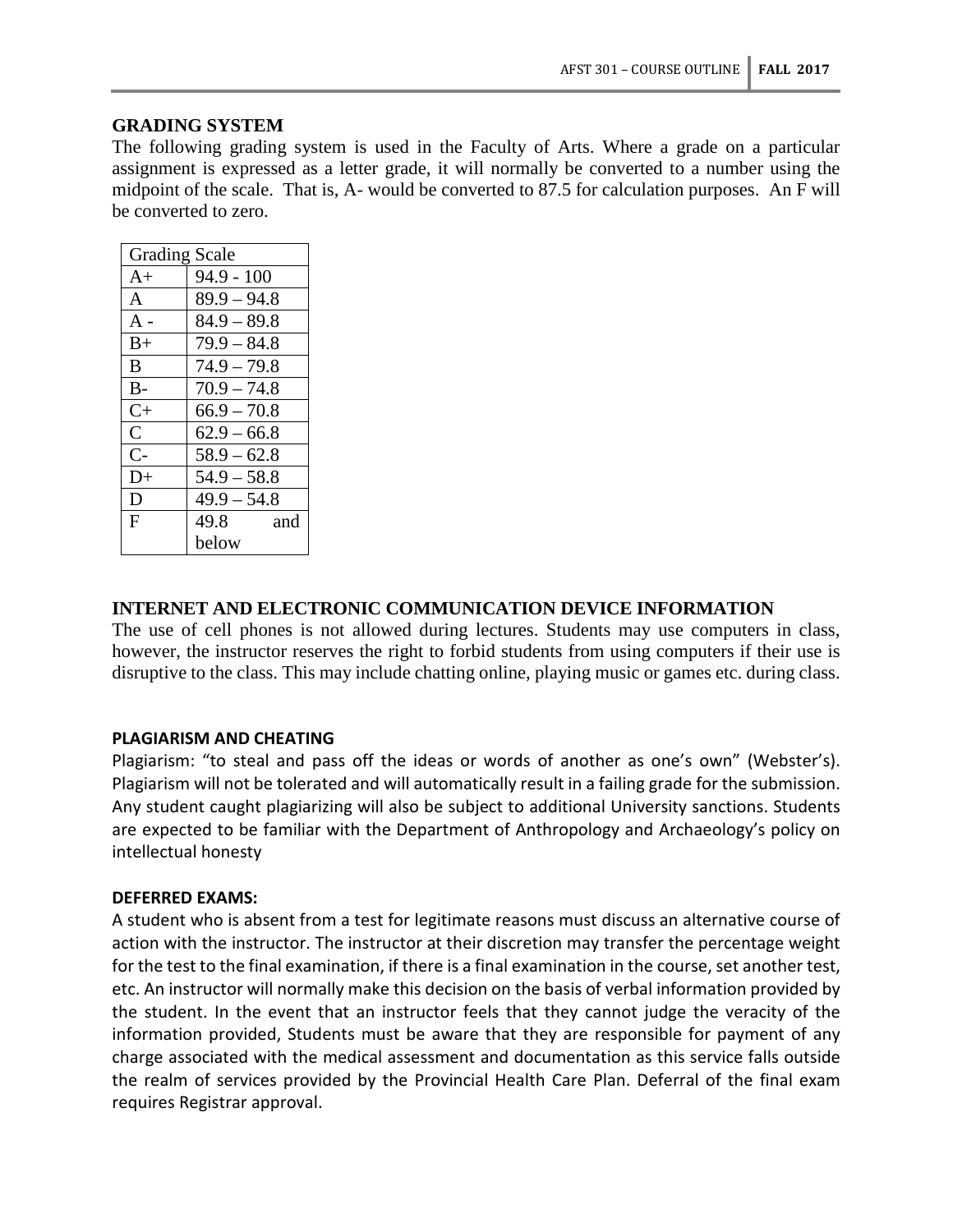## GRADING SYSTEM

The following grading system is used in the Faculty of Arts. Where a grade on a particular assignment is expressed as a letter grade, it will normally be converted to a number using the midpoint of the scale. That is, A- would be converted to 87.5 for calculation purposes. An F will be converted to zero.

| Grading Scale | |
|---|---|
| A+ | 94.9 - 100 |
| A | 89.9 – 94.8 |
| A - | 84.9 – 89.8 |
| B+ | 79.9 – 84.8 |
| B | 74.9 – 79.8 |
| B- | 70.9 – 74.8 |
| C+ | 66.9 – 70.8 |
| C | 62.9 – 66.8 |
| C- | 58.9 – 62.8 |
| D+ | 54.9 – 58.8 |
| D | 49.9 – 54.8 |
| F | 49.8 and below |

## INTERNET AND ELECTRONIC COMMUNICATION DEVICE INFORMATION

The use of cell phones is not allowed during lectures. Students may use computers in class, however, the instructor reserves the right to forbid students from using computers if their use is disruptive to the class. This may include chatting online, playing music or games etc. during class.

### PLAGIARISM AND CHEATING

Plagiarism: "to steal and pass off the ideas or words of another as one's own" (Webster's). Plagiarism will not be tolerated and will automatically result in a failing grade for the submission. Any student caught plagiarizing will also be subject to additional University sanctions. Students are expected to be familiar with the Department of Anthropology and Archaeology's policy on intellectual honesty

### DEFERRED EXAMS:

A student who is absent from a test for legitimate reasons must discuss an alternative course of action with the instructor. The instructor at their discretion may transfer the percentage weight for the test to the final examination, if there is a final examination in the course, set another test, etc. An instructor will normally make this decision on the basis of verbal information provided by the student. In the event that an instructor feels that they cannot judge the veracity of the information provided, Students must be aware that they are responsible for payment of any charge associated with the medical assessment and documentation as this service falls outside the realm of services provided by the Provincial Health Care Plan. Deferral of the final exam requires Registrar approval.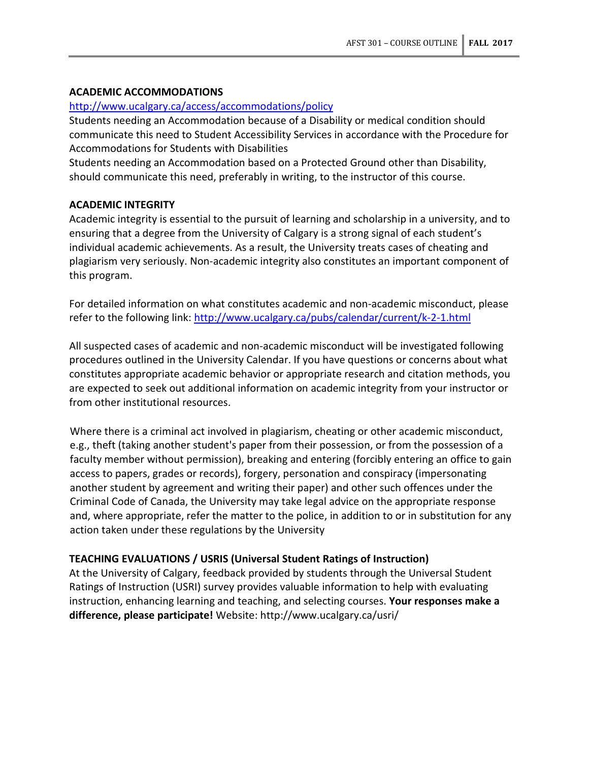### ACADEMIC ACCOMMODATIONS

http://www.ucalgary.ca/access/accommodations/policy

Students needing an Accommodation because of a Disability or medical condition should communicate this need to Student Accessibility Services in accordance with the Procedure for Accommodations for Students with Disabilities

Students needing an Accommodation based on a Protected Ground other than Disability, should communicate this need, preferably in writing, to the instructor of this course.

### ACADEMIC INTEGRITY

Academic integrity is essential to the pursuit of learning and scholarship in a university, and to ensuring that a degree from the University of Calgary is a strong signal of each student's individual academic achievements. As a result, the University treats cases of cheating and plagiarism very seriously. Non-academic integrity also constitutes an important component of this program.

For detailed information on what constitutes academic and non-academic misconduct, please refer to the following link: http://www.ucalgary.ca/pubs/calendar/current/k-2-1.html

All suspected cases of academic and non-academic misconduct will be investigated following procedures outlined in the University Calendar. If you have questions or concerns about what constitutes appropriate academic behavior or appropriate research and citation methods, you are expected to seek out additional information on academic integrity from your instructor or from other institutional resources.

Where there is a criminal act involved in plagiarism, cheating or other academic misconduct, e.g., theft (taking another student's paper from their possession, or from the possession of a faculty member without permission), breaking and entering (forcibly entering an office to gain access to papers, grades or records), forgery, personation and conspiracy (impersonating another student by agreement and writing their paper) and other such offences under the Criminal Code of Canada, the University may take legal advice on the appropriate response and, where appropriate, refer the matter to the police, in addition to or in substitution for any action taken under these regulations by the University

### TEACHING EVALUATIONS / USRIS (Universal Student Ratings of Instruction)

At the University of Calgary, feedback provided by students through the Universal Student Ratings of Instruction (USRI) survey provides valuable information to help with evaluating instruction, enhancing learning and teaching, and selecting courses. **Your responses make a difference, please participate!** Website: http://www.ucalgary.ca/usri/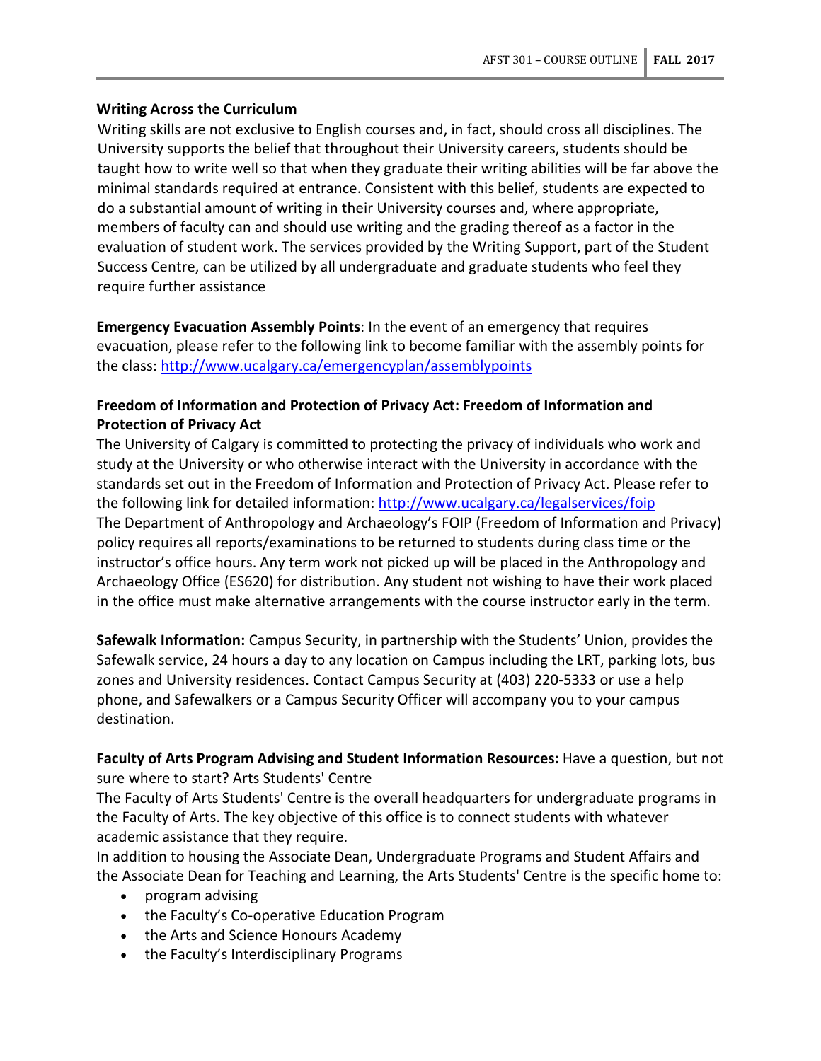**Writing Across the Curriculum**

Writing skills are not exclusive to English courses and, in fact, should cross all disciplines. The University supports the belief that throughout their University careers, students should be taught how to write well so that when they graduate their writing abilities will be far above the minimal standards required at entrance. Consistent with this belief, students are expected to do a substantial amount of writing in their University courses and, where appropriate, members of faculty can and should use writing and the grading thereof as a factor in the evaluation of student work. The services provided by the Writing Support, part of the Student Success Centre, can be utilized by all undergraduate and graduate students who feel they require further assistance

**Emergency Evacuation Assembly Points**: In the event of an emergency that requires evacuation, please refer to the following link to become familiar with the assembly points for the class: http://www.ucalgary.ca/emergencyplan/assemblypoints

**Freedom of Information and Protection of Privacy Act: Freedom of Information and Protection of Privacy Act**

The University of Calgary is committed to protecting the privacy of individuals who work and study at the University or who otherwise interact with the University in accordance with the standards set out in the Freedom of Information and Protection of Privacy Act. Please refer to the following link for detailed information: http://www.ucalgary.ca/legalservices/foip

The Department of Anthropology and Archaeology's FOIP (Freedom of Information and Privacy) policy requires all reports/examinations to be returned to students during class time or the instructor's office hours. Any term work not picked up will be placed in the Anthropology and Archaeology Office (ES620) for distribution. Any student not wishing to have their work placed in the office must make alternative arrangements with the course instructor early in the term.

**Safewalk Information:** Campus Security, in partnership with the Students' Union, provides the Safewalk service, 24 hours a day to any location on Campus including the LRT, parking lots, bus zones and University residences. Contact Campus Security at (403) 220-5333 or use a help phone, and Safewalkers or a Campus Security Officer will accompany you to your campus destination.

**Faculty of Arts Program Advising and Student Information Resources:** Have a question, but not sure where to start? Arts Students' Centre

The Faculty of Arts Students' Centre is the overall headquarters for undergraduate programs in the Faculty of Arts. The key objective of this office is to connect students with whatever academic assistance that they require.

In addition to housing the Associate Dean, Undergraduate Programs and Student Affairs and the Associate Dean for Teaching and Learning, the Arts Students' Centre is the specific home to:

- program advising
- the Faculty's Co-operative Education Program
- the Arts and Science Honours Academy
- the Faculty's Interdisciplinary Programs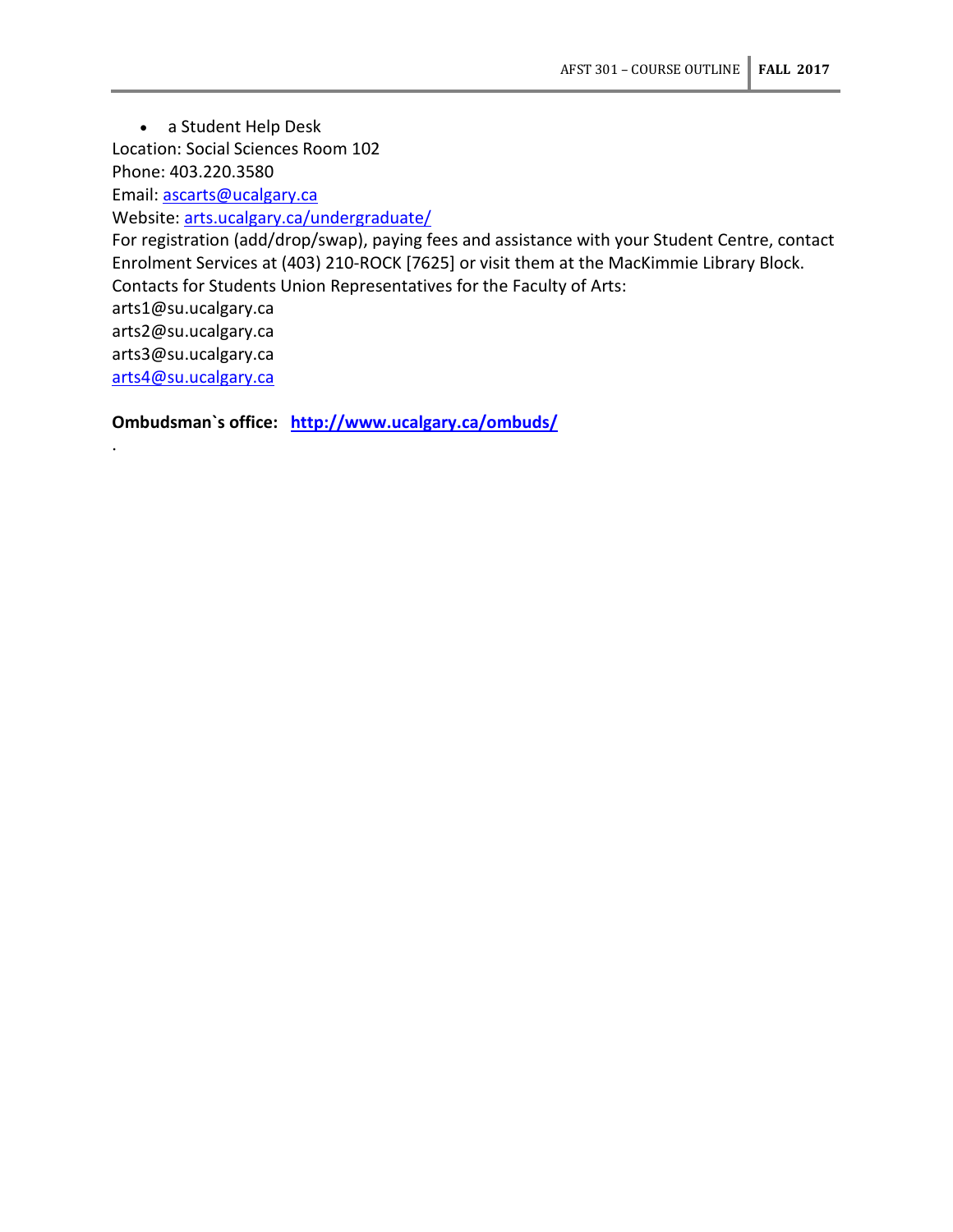- a Student Help Desk

Location: Social Sciences Room 102
Phone: 403.220.3580
Email: ascarts@ucalgary.ca
Website: arts.ucalgary.ca/undergraduate/
For registration (add/drop/swap), paying fees and assistance with your Student Centre, contact Enrolment Services at (403) 210-ROCK [7625] or visit them at the MacKimmie Library Block.
Contacts for Students Union Representatives for the Faculty of Arts:
arts1@su.ucalgary.ca
arts2@su.ucalgary.ca
arts3@su.ucalgary.ca
arts4@su.ucalgary.ca

**Ombudsman`s office: http://www.ucalgary.ca/ombuds/**

.